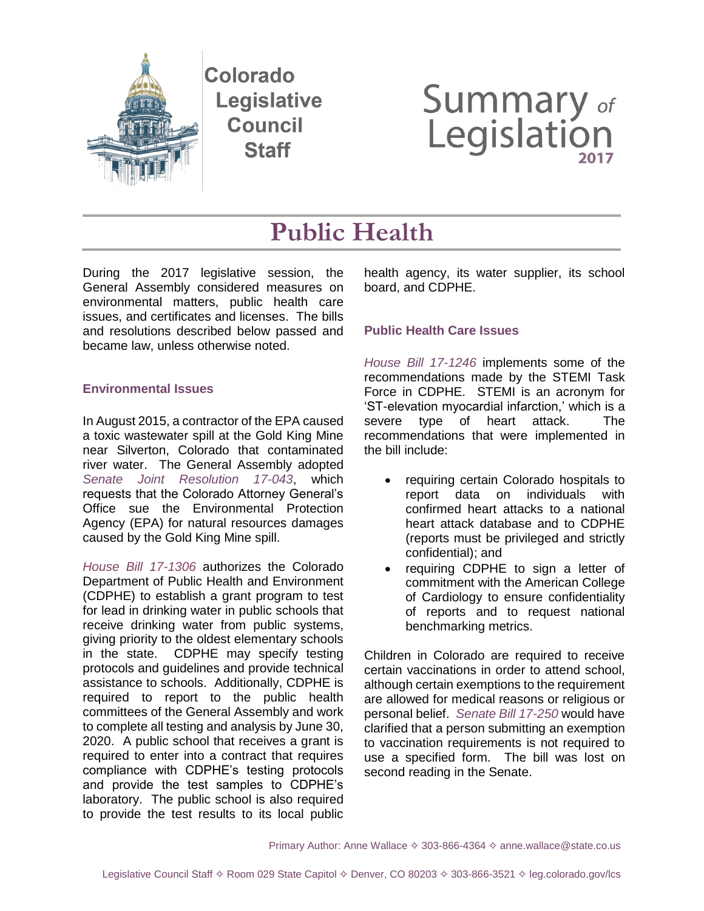Colorado Legislative Council Staff

# Summary *of* Legislation 2017

## Public Health

During the 2017 legislative session, the General Assembly considered measures on environmental matters, public health care issues, and certificates and licenses. The bills and resolutions described below passed and became law, unless otherwise noted.

### Environmental Issues

In August 2015, a contractor of the EPA caused a toxic wastewater spill at the Gold King Mine near Silverton, Colorado that contaminated river water. The General Assembly adopted *Senate Joint Resolution 17-043*, which requests that the Colorado Attorney General's Office sue the Environmental Protection Agency (EPA) for natural resources damages caused by the Gold King Mine spill.

*House Bill 17-1306* authorizes the Colorado Department of Public Health and Environment (CDPHE) to establish a grant program to test for lead in drinking water in public schools that receive drinking water from public systems, giving priority to the oldest elementary schools in the state. CDPHE may specify testing protocols and guidelines and provide technical assistance to schools. Additionally, CDPHE is required to report to the public health committees of the General Assembly and work to complete all testing and analysis by June 30, 2020. A public school that receives a grant is required to enter into a contract that requires compliance with CDPHE's testing protocols and provide the test samples to CDPHE's laboratory. The public school is also required to provide the test results to its local public health agency, its water supplier, its school board, and CDPHE.

### Public Health Care Issues

*House Bill 17-1246* implements some of the recommendations made by the STEMI Task Force in CDPHE. STEMI is an acronym for 'ST-elevation myocardial infarction,' which is a severe type of heart attack. The recommendations that were implemented in the bill include:

- requiring certain Colorado hospitals to report data on individuals with confirmed heart attacks to a national heart attack database and to CDPHE (reports must be privileged and strictly confidential); and
- requiring CDPHE to sign a letter of commitment with the American College of Cardiology to ensure confidentiality of reports and to request national benchmarking metrics.

Children in Colorado are required to receive certain vaccinations in order to attend school, although certain exemptions to the requirement are allowed for medical reasons or religious or personal belief. *Senate Bill 17-250* would have clarified that a person submitting an exemption to vaccination requirements is not required to use a specified form. The bill was lost on second reading in the Senate.

Primary Author: Anne Wallace ✧ 303-866-4364 ✧ anne.wallace@state.co.us

Legislative Council Staff ✧ Room 029 State Capitol ✧ Denver, CO 80203 ✧ 303-866-3521 ✧ leg.colorado.gov/lcs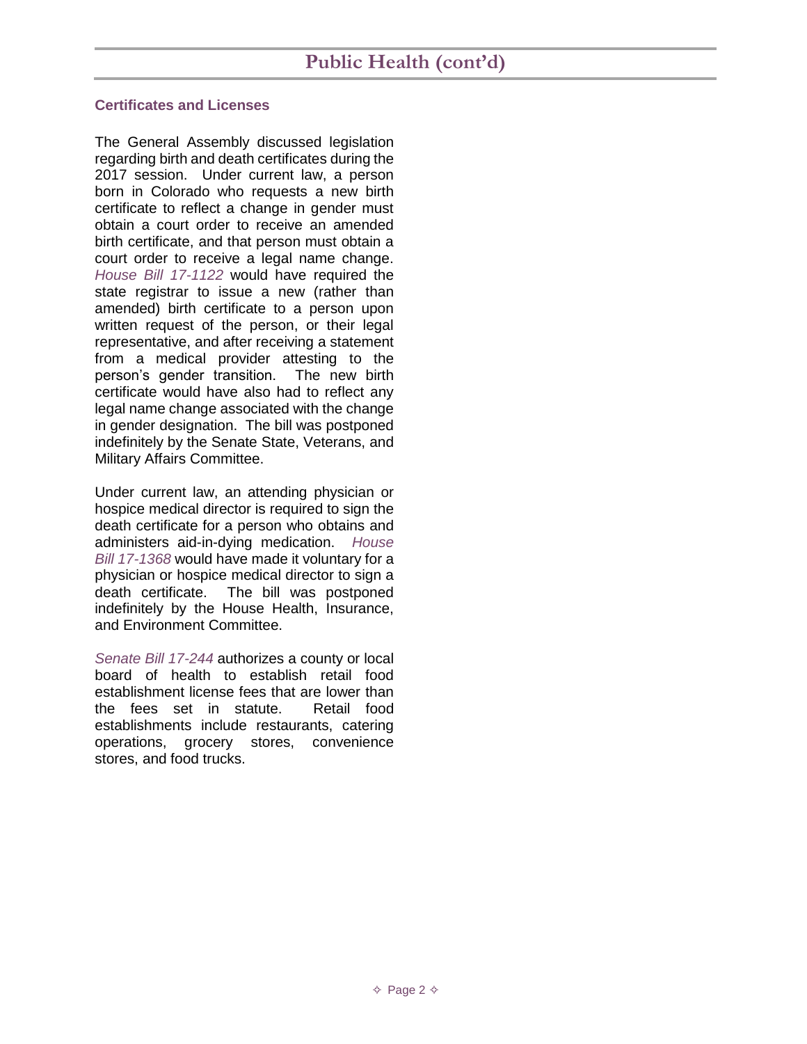# Public Health (cont'd)

## Certificates and Licenses

The General Assembly discussed legislation regarding birth and death certificates during the 2017 session. Under current law, a person born in Colorado who requests a new birth certificate to reflect a change in gender must obtain a court order to receive an amended birth certificate, and that person must obtain a court order to receive a legal name change. *House Bill 17-1122* would have required the state registrar to issue a new (rather than amended) birth certificate to a person upon written request of the person, or their legal representative, and after receiving a statement from a medical provider attesting to the person's gender transition. The new birth certificate would have also had to reflect any legal name change associated with the change in gender designation. The bill was postponed indefinitely by the Senate State, Veterans, and Military Affairs Committee.

Under current law, an attending physician or hospice medical director is required to sign the death certificate for a person who obtains and administers aid-in-dying medication. *House Bill 17-1368* would have made it voluntary for a physician or hospice medical director to sign a death certificate. The bill was postponed indefinitely by the House Health, Insurance, and Environment Committee.

*Senate Bill 17-244* authorizes a county or local board of health to establish retail food establishment license fees that are lower than the fees set in statute. Retail food establishments include restaurants, catering operations, grocery stores, convenience stores, and food trucks.